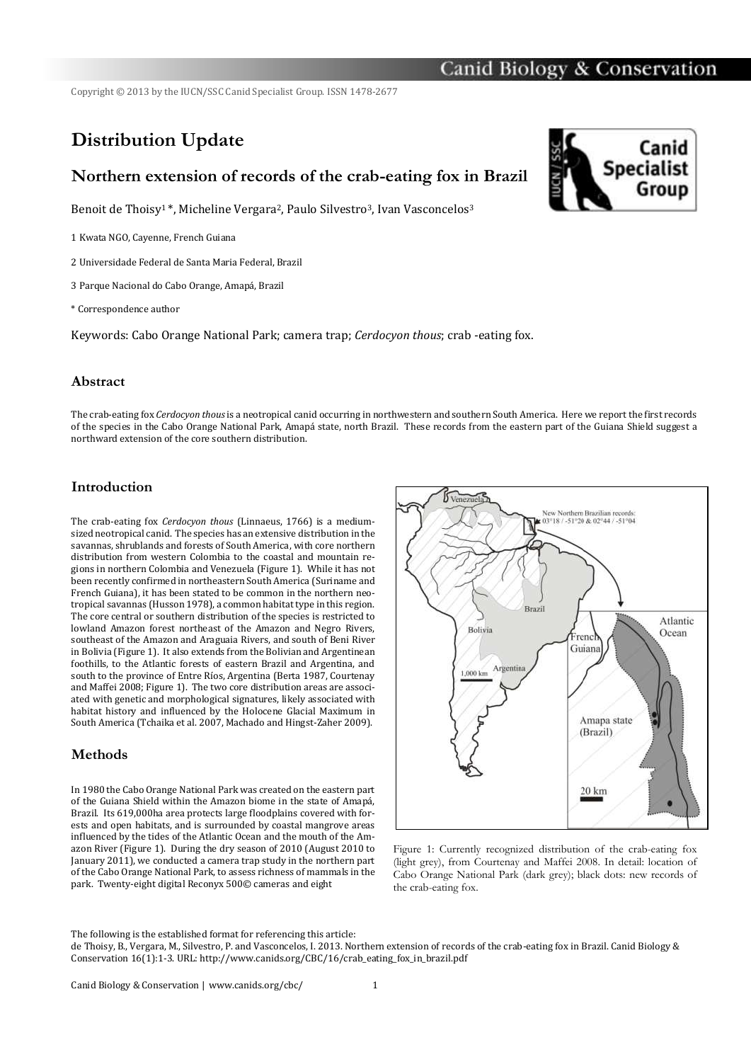Copyright © 2013 by the IUCN/SSC Canid Specialist Group. ISSN 1478-2677

# Distribution Update

## Northern extension of records of the crab-eating fox in Brazil

Benoit de Thoisy[1] *, Micheline Vergara[2], Paulo Silvestro[3], Ivan Vasconcelos[3]

1 Kwata NGO, Cayenne, French Guiana

2 Universidade Federal de Santa Maria Federal, Brazil

3 Parque Nacional do Cabo Orange, Amapá, Brazil

\* Correspondence author

Keywords: Cabo Orange National Park; camera trap; *Cerdocyon thous*; crab -eating fox.

### Abstract

The crab-eating fox *Cerdocyon thous* is a neotropical canid occurring in northwestern and southern South America. Here we report the first records of the species in the Cabo Orange National Park, Amapá state, north Brazil. These records from the eastern part of the Guiana Shield suggest a northward extension of the core southern distribution.

### Introduction

The crab-eating fox *Cerdocyon thous* (Linnaeus, 1766) is a medium-sized neotropical canid. The species has an extensive distribution in the savannas, shrublands and forests of South America, with core northern distribution from western Colombia to the coastal and mountain regions in northern Colombia and Venezuela (Figure 1). While it has not been recently confirmed in northeastern South America (Suriname and French Guiana), it has been stated to be common in the northern neotropical savannas (Husson 1978), a common habitat type in this region. The core central or southern distribution of the species is restricted to lowland Amazon forest northeast of the Amazon and Negro Rivers, southeast of the Amazon and Araguaia Rivers, and south of Beni River in Bolivia (Figure 1). It also extends from the Bolivian and Argentinean foothills, to the Atlantic forests of eastern Brazil and Argentina, and south to the province of Entre Ríos, Argentina (Berta 1987, Courtenay and Maffei 2008; Figure 1). The two core distribution areas are associated with genetic and morphological signatures, likely associated with habitat history and influenced by the Holocene Glacial Maximum in South America (Tchaika et al. 2007, Machado and Hingst-Zaher 2009).

### Methods

In 1980 the Cabo Orange National Park was created on the eastern part of the Guiana Shield within the Amazon biome in the state of Amapá, Brazil. Its 619,000ha area protects large floodplains covered with forests and open habitats, and is surrounded by coastal mangrove areas influenced by the tides of the Atlantic Ocean and the mouth of the Amazon River (Figure 1). During the dry season of 2010 (August 2010 to January 2011), we conducted a camera trap study in the northern part of the Cabo Orange National Park, to assess richness of mammals in the park. Twenty-eight digital Reconyx 500© cameras and eight

Figure 1: Currently recognized distribution of the crab-eating fox (light grey), from Courtenay and Maffei 2008. In detail: location of Cabo Orange National Park (dark grey); black dots: new records of the crab-eating fox.

The following is the established format for referencing this article:
de Thoisy, B., Vergara, M., Silvestro, P. and Vasconcelos, I. 2013. Northern extension of records of the crab-eating fox in Brazil. Canid Biology & Conservation 16(1):1-3. URL: http://www.canids.org/CBC/16/crab_eating_fox_in_brazil.pdf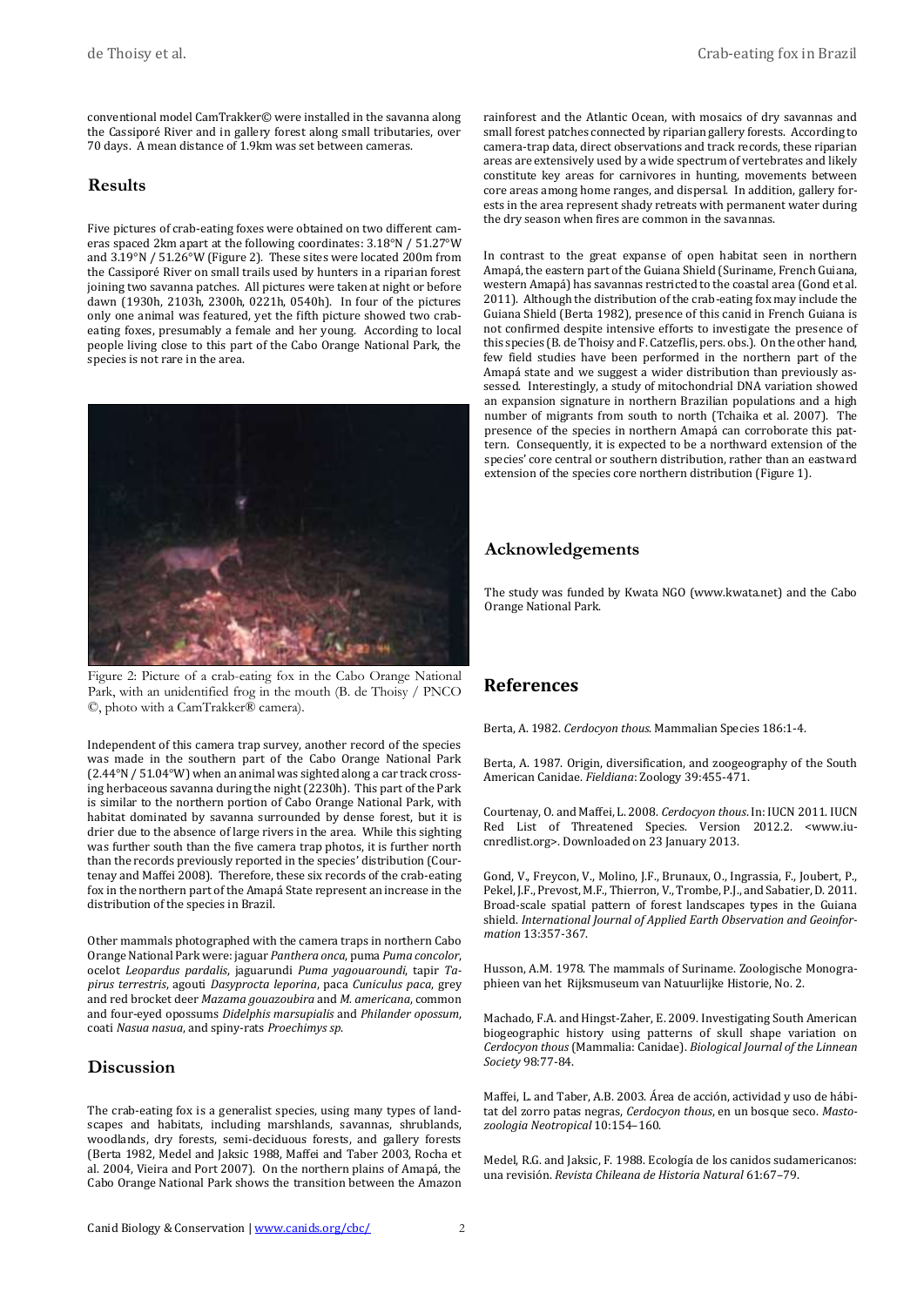conventional model CamTrakker© were installed in the savanna along the Cassiporé River and in gallery forest along small tributaries, over 70 days. A mean distance of 1.9km was set between cameras.

## Results

Five pictures of crab-eating foxes were obtained on two different cameras spaced 2km apart at the following coordinates: 3.18°N / 51.27°W and 3.19°N / 51.26°W (Figure 2). These sites were located 200m from the Cassiporé River on small trails used by hunters in a riparian forest joining two savanna patches. All pictures were taken at night or before dawn (1930h, 2103h, 2300h, 0221h, 0540h). In four of the pictures only one animal was featured, yet the fifth picture showed two crab-eating foxes, presumably a female and her young. According to local people living close to this part of the Cabo Orange National Park, the species is not rare in the area.

Figure 2: Picture of a crab-eating fox in the Cabo Orange National Park, with an unidentified frog in the mouth (B. de Thoisy / PNCO ©, photo with a CamTrakker® camera).

Independent of this camera trap survey, another record of the species was made in the southern part of the Cabo Orange National Park (2.44°N / 51.04°W) when an animal was sighted along a car track crossing herbaceous savanna during the night (2230h). This part of the Park is similar to the northern portion of Cabo Orange National Park, with habitat dominated by savanna surrounded by dense forest, but it is drier due to the absence of large rivers in the area. While this sighting was further south than the five camera trap photos, it is further north than the records previously reported in the species' distribution (Courtenay and Maffei 2008). Therefore, these six records of the crab-eating fox in the northern part of the Amapá State represent an increase in the distribution of the species in Brazil.

Other mammals photographed with the camera traps in northern Cabo Orange National Park were: jaguar *Panthera onca*, puma *Puma concolor*, ocelot *Leopardus pardalis*, jaguarundi *Puma yagouaroundi*, tapir *Tapirus terrestris*, agouti *Dasyprocta leporina*, paca *Cuniculus paca*, grey and red brocket deer *Mazama gouazoubira* and *M. americana*, common and four-eyed opossums *Didelphis marsupialis* and *Philander opossum*, coati *Nasua nasua*, and spiny-rats *Proechimys sp*.

## Discussion

The crab-eating fox is a generalist species, using many types of landscapes and habitats, including marshlands, savannas, shrublands, woodlands, dry forests, semi-deciduous forests, and gallery forests (Berta 1982, Medel and Jaksic 1988, Maffei and Taber 2003, Rocha et al. 2004, Vieira and Port 2007). On the northern plains of Amapá, the Cabo Orange National Park shows the transition between the Amazon rainforest and the Atlantic Ocean, with mosaics of dry savannas and small forest patches connected by riparian gallery forests. According to camera-trap data, direct observations and track records, these riparian areas are extensively used by a wide spectrum of vertebrates and likely constitute key areas for carnivores in hunting, movements between core areas among home ranges, and dispersal. In addition, gallery forests in the area represent shady retreats with permanent water during the dry season when fires are common in the savannas.

In contrast to the great expanse of open habitat seen in northern Amapá, the eastern part of the Guiana Shield (Suriname, French Guiana, western Amapá) has savannas restricted to the coastal area (Gond et al. 2011). Although the distribution of the crab-eating fox may include the Guiana Shield (Berta 1982), presence of this canid in French Guiana is not confirmed despite intensive efforts to investigate the presence of this species (B. de Thoisy and F. Catzeflis, pers. obs.). On the other hand, few field studies have been performed in the northern part of the Amapá state and we suggest a wider distribution than previously assessed. Interestingly, a study of mitochondrial DNA variation showed an expansion signature in northern Brazilian populations and a high number of migrants from south to north (Tchaika et al. 2007). The presence of the species in northern Amapá can corroborate this pattern. Consequently, it is expected to be a northward extension of the species' core central or southern distribution, rather than an eastward extension of the species core northern distribution (Figure 1).

## Acknowledgements

The study was funded by Kwata NGO (www.kwata.net) and the Cabo Orange National Park.

## References

Berta, A. 1982. *Cerdocyon thous*. Mammalian Species 186:1-4.

Berta, A. 1987. Origin, diversification, and zoogeography of the South American Canidae. *Fieldiana*: Zoology 39:455-471.

Courtenay, O. and Maffei, L. 2008. *Cerdocyon thous*. In: IUCN 2011. IUCN Red List of Threatened Species. Version 2012.2. <www.iucnredlist.org>. Downloaded on 23 January 2013.

Gond, V., Freycon, V., Molino, J.F., Brunaux, O., Ingrassia, F., Joubert, P., Pekel, J.F., Prevost, M.F., Thierron, V., Trombe, P.J., and Sabatier, D. 2011. Broad-scale spatial pattern of forest landscapes types in the Guiana shield. *International Journal of Applied Earth Observation and Geoinformation* 13:357-367.

Husson, A.M. 1978. The mammals of Suriname. Zoologische Monographieen van het Rijksmuseum van Natuurlijke Historie, No. 2.

Machado, F.A. and Hingst-Zaher, E. 2009. Investigating South American biogeographic history using patterns of skull shape variation on *Cerdocyon thous* (Mammalia: Canidae). *Biological Journal of the Linnean Society* 98:77-84.

Maffei, L. and Taber, A.B. 2003. Área de acción, actividad y uso de hábitat del zorro patas negras, *Cerdocyon thous*, en un bosque seco. *Mastozoologia Neotropical* 10:154–160.

Medel, R.G. and Jaksic, F. 1988. Ecología de los canidos sudamericanos: una revisión. *Revista Chileana de Historia Natural* 61:67–79.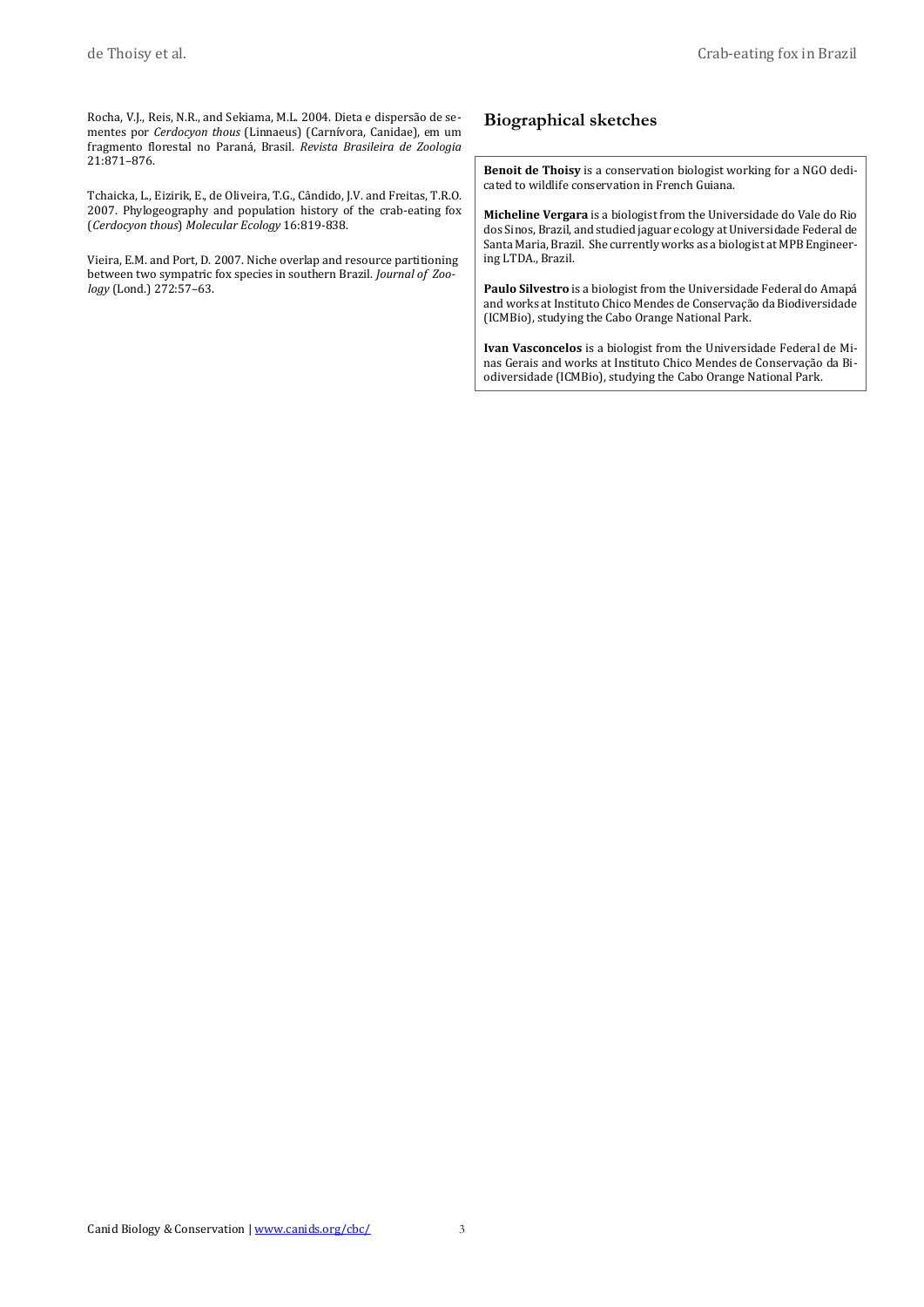Rocha, V.J., Reis, N.R., and Sekiama, M.L. 2004. Dieta e dispersão de sementes por *Cerdocyon thous* (Linnaeus) (Carnívora, Canidae), em um fragmento florestal no Paraná, Brasil. *Revista Brasileira de Zoologia* 21:871–876.

Tchaicka, L., Eizirik, E., de Oliveira, T.G., Cândido, J.V. and Freitas, T.R.O. 2007. Phylogeography and population history of the crab-eating fox (*Cerdocyon thous*) *Molecular Ecology* 16:819-838.

Vieira, E.M. and Port, D. 2007. Niche overlap and resource partitioning between two sympatric fox species in southern Brazil. *Journal of Zoology* (Lond.) 272:57–63.

## Biographical sketches

**Benoit de Thoisy** is a conservation biologist working for a NGO dedicated to wildlife conservation in French Guiana.

**Micheline Vergara** is a biologist from the Universidade do Vale do Rio dos Sinos, Brazil, and studied jaguar ecology at Universidade Federal de Santa Maria, Brazil. She currently works as a biologist at MPB Engineering LTDA., Brazil.

**Paulo Silvestro** is a biologist from the Universidade Federal do Amapá and works at Instituto Chico Mendes de Conservação da Biodiversidade (ICMBio), studying the Cabo Orange National Park.

**Ivan Vasconcelos** is a biologist from the Universidade Federal de Minas Gerais and works at Instituto Chico Mendes de Conservação da Biodiversidade (ICMBio), studying the Cabo Orange National Park.